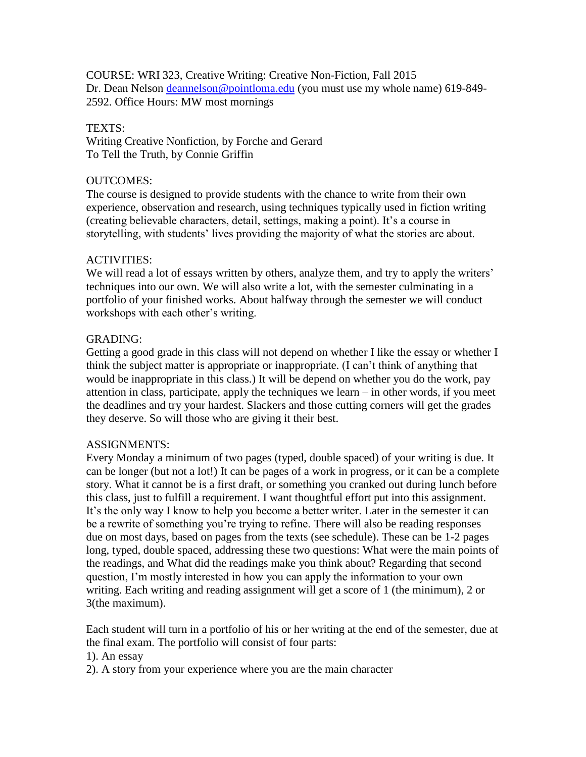COURSE: WRI 323, Creative Writing: Creative Non-Fiction, Fall 2015
Dr. Dean Nelson [deannelson@pointloma.edu](mailto:deannelson@pointloma.edu) (you must use my whole name) 619-849-2592. Office Hours: MW most mornings

TEXTS:
Writing Creative Nonfiction, by Forche and Gerard
To Tell the Truth, by Connie Griffin

OUTCOMES:
The course is designed to provide students with the chance to write from their own experience, observation and research, using techniques typically used in fiction writing (creating believable characters, detail, settings, making a point). It's a course in storytelling, with students' lives providing the majority of what the stories are about.

ACTIVITIES:
We will read a lot of essays written by others, analyze them, and try to apply the writers' techniques into our own. We will also write a lot, with the semester culminating in a portfolio of your finished works. About halfway through the semester we will conduct workshops with each other's writing.

GRADING:
Getting a good grade in this class will not depend on whether I like the essay or whether I think the subject matter is appropriate or inappropriate. (I can't think of anything that would be inappropriate in this class.) It will be depend on whether you do the work, pay attention in class, participate, apply the techniques we learn – in other words, if you meet the deadlines and try your hardest. Slackers and those cutting corners will get the grades they deserve. So will those who are giving it their best.

ASSIGNMENTS:
Every Monday a minimum of two pages (typed, double spaced) of your writing is due. It can be longer (but not a lot!) It can be pages of a work in progress, or it can be a complete story. What it cannot be is a first draft, or something you cranked out during lunch before this class, just to fulfill a requirement. I want thoughtful effort put into this assignment. It's the only way I know to help you become a better writer. Later in the semester it can be a rewrite of something you're trying to refine. There will also be reading responses due on most days, based on pages from the texts (see schedule). These can be 1-2 pages long, typed, double spaced, addressing these two questions: What were the main points of the readings, and What did the readings make you think about? Regarding that second question, I'm mostly interested in how you can apply the information to your own writing. Each writing and reading assignment will get a score of 1 (the minimum), 2 or 3(the maximum).

Each student will turn in a portfolio of his or her writing at the end of the semester, due at the final exam. The portfolio will consist of four parts:

1). An essay

2). A story from your experience where you are the main character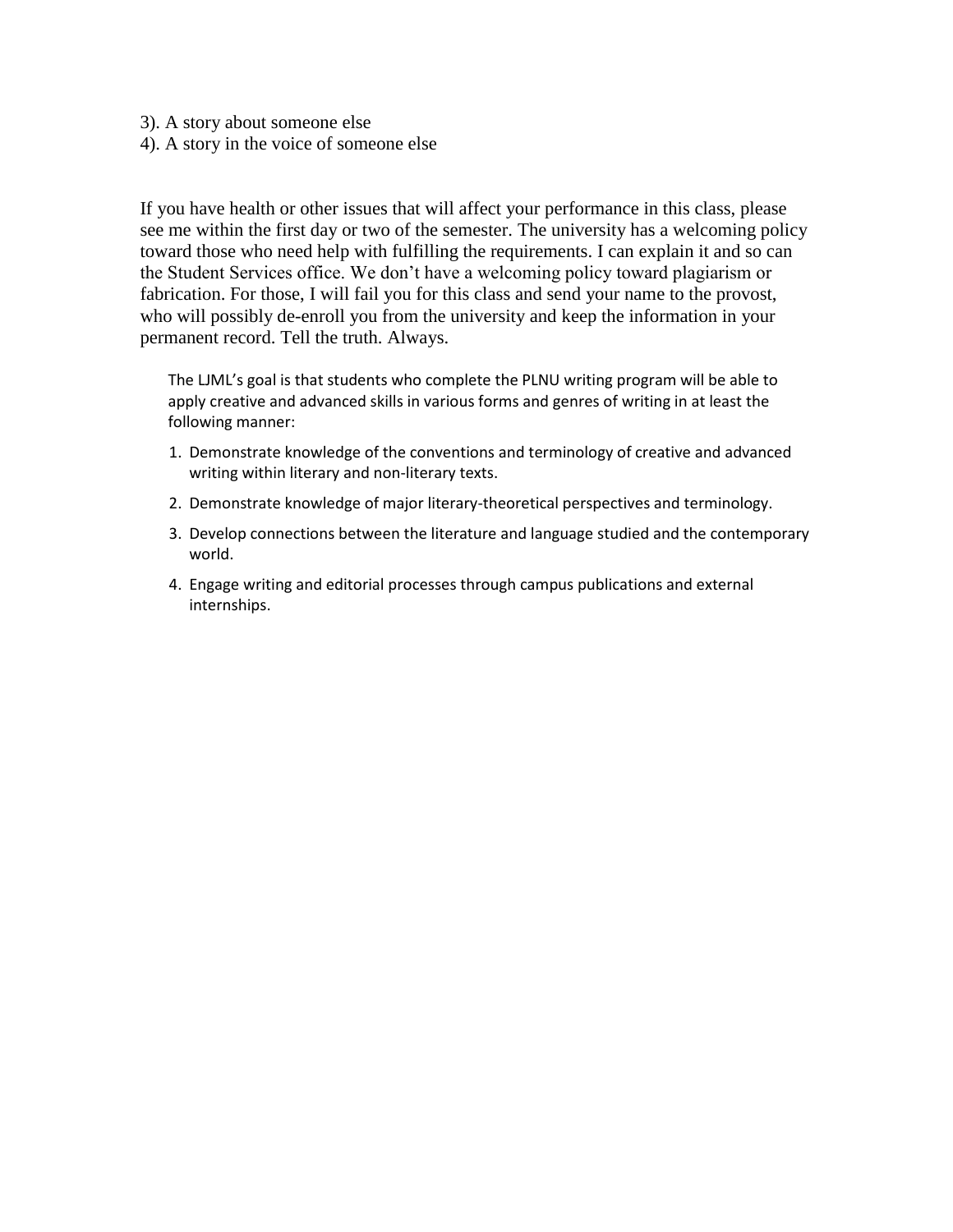3). A story about someone else
4). A story in the voice of someone else

If you have health or other issues that will affect your performance in this class, please see me within the first day or two of the semester. The university has a welcoming policy toward those who need help with fulfilling the requirements. I can explain it and so can the Student Services office. We don't have a welcoming policy toward plagiarism or fabrication. For those, I will fail you for this class and send your name to the provost, who will possibly de-enroll you from the university and keep the information in your permanent record. Tell the truth. Always.

The LJML's goal is that students who complete the PLNU writing program will be able to apply creative and advanced skills in various forms and genres of writing in at least the following manner:

1. Demonstrate knowledge of the conventions and terminology of creative and advanced writing within literary and non-literary texts.
2. Demonstrate knowledge of major literary-theoretical perspectives and terminology.
3. Develop connections between the literature and language studied and the contemporary world.
4. Engage writing and editorial processes through campus publications and external internships.